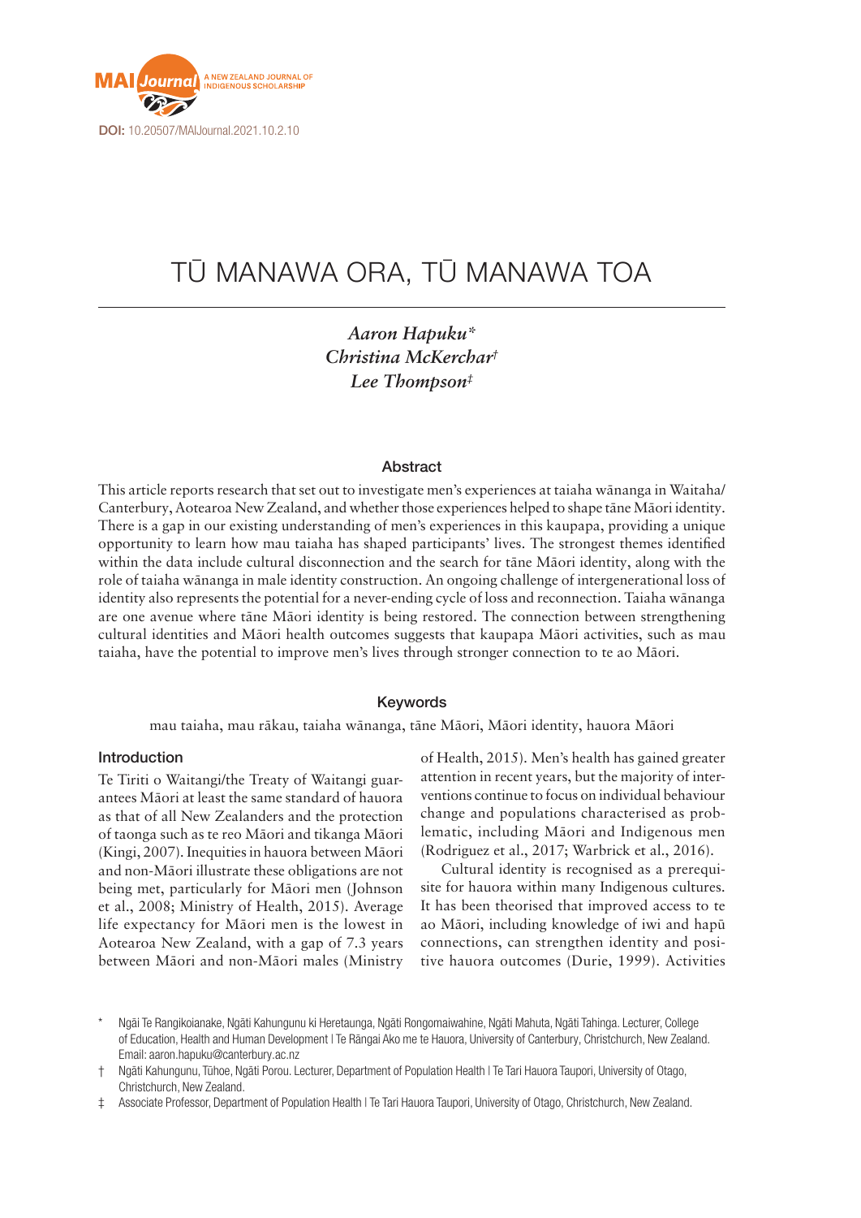DOI: 10.20507/MAIJournal.2021.10.2.10

# TŪ MANAWA ORA, TŪ MANAWA TOA

*Aaron Hapuku\**
*Christina McKerchar†*
*Lee Thompson‡*

## Abstract

This article reports research that set out to investigate men's experiences at taiaha wānanga in Waitaha/ Canterbury, Aotearoa New Zealand, and whether those experiences helped to shape tāne Māori identity. There is a gap in our existing understanding of men's experiences in this kaupapa, providing a unique opportunity to learn how mau taiaha has shaped participants' lives. The strongest themes identified within the data include cultural disconnection and the search for tāne Māori identity, along with the role of taiaha wānanga in male identity construction. An ongoing challenge of intergenerational loss of identity also represents the potential for a never-ending cycle of loss and reconnection. Taiaha wānanga are one avenue where tāne Māori identity is being restored. The connection between strengthening cultural identities and Māori health outcomes suggests that kaupapa Māori activities, such as mau taiaha, have the potential to improve men's lives through stronger connection to te ao Māori.

## Keywords

mau taiaha, mau rākau, taiaha wānanga, tāne Māori, Māori identity, hauora Māori

## Introduction

Te Tiriti o Waitangi/the Treaty of Waitangi guarantees Māori at least the same standard of hauora as that of all New Zealanders and the protection of taonga such as te reo Māori and tikanga Māori (Kingi, 2007). Inequities in hauora between Māori and non-Māori illustrate these obligations are not being met, particularly for Māori men (Johnson et al., 2008; Ministry of Health, 2015). Average life expectancy for Māori men is the lowest in Aotearoa New Zealand, with a gap of 7.3 years between Māori and non-Māori males (Ministry of Health, 2015). Men's health has gained greater attention in recent years, but the majority of interventions continue to focus on individual behaviour change and populations characterised as problematic, including Māori and Indigenous men (Rodriguez et al., 2017; Warbrick et al., 2016).

Cultural identity is recognised as a prerequisite for hauora within many Indigenous cultures. It has been theorised that improved access to te ao Māori, including knowledge of iwi and hapū connections, can strengthen identity and positive hauora outcomes (Durie, 1999). Activities

\* Ngāi Te Rangikoianake, Ngāti Kahungunu ki Heretaunga, Ngāti Rongomaiwahine, Ngāti Mahuta, Ngāti Tahinga. Lecturer, College of Education, Health and Human Development | Te Rāngai Ako me te Hauora, University of Canterbury, Christchurch, New Zealand. Email: aaron.hapuku@canterbury.ac.nz

† Ngāti Kahungunu, Tūhoe, Ngāti Porou. Lecturer, Department of Population Health | Te Tari Hauora Taupori, University of Otago, Christchurch, New Zealand.

‡ Associate Professor, Department of Population Health | Te Tari Hauora Taupori, University of Otago, Christchurch, New Zealand.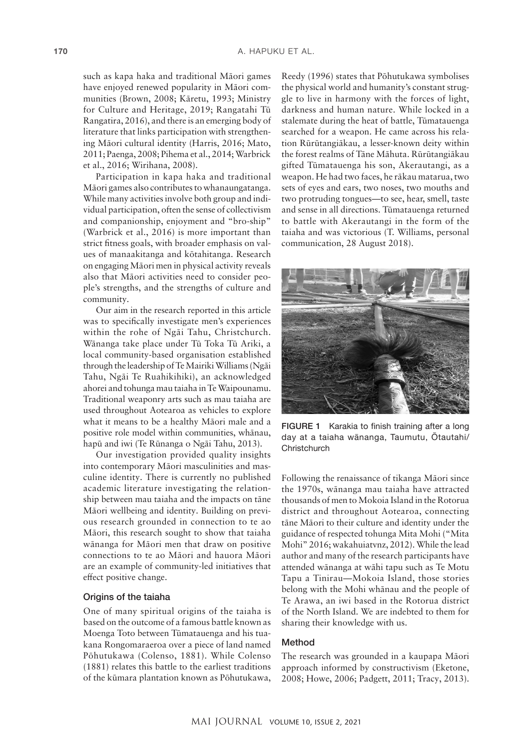such as kapa haka and traditional Māori games have enjoyed renewed popularity in Māori communities (Brown, 2008; Kāretu, 1993; Ministry for Culture and Heritage, 2019; Rangatahi Tū Rangatira, 2016), and there is an emerging body of literature that links participation with strengthening Māori cultural identity (Harris, 2016; Mato, 2011; Paenga, 2008; Pihema et al., 2014; Warbrick et al., 2016; Wirihana, 2008).

Participation in kapa haka and traditional Māori games also contributes to whanaungatanga. While many activities involve both group and individual participation, often the sense of collectivism and companionship, enjoyment and "bro-ship" (Warbrick et al., 2016) is more important than strict fitness goals, with broader emphasis on values of manaakitanga and kōtahitanga. Research on engaging Māori men in physical activity reveals also that Māori activities need to consider people's strengths, and the strengths of culture and community.

Our aim in the research reported in this article was to specifically investigate men's experiences within the rohe of Ngāi Tahu, Christchurch. Wānanga take place under Tū Toka Tū Ariki, a local community-based organisation established through the leadership of Te Mairiki Williams (Ngāi Tahu, Ngāi Te Ruahikihiki), an acknowledged ahorei and tohunga mau taiaha in Te Waipounamu. Traditional weaponry arts such as mau taiaha are used throughout Aotearoa as vehicles to explore what it means to be a healthy Māori male and a positive role model within communities, whānau, hapū and iwi (Te Rūnanga o Ngāi Tahu, 2013).

Our investigation provided quality insights into contemporary Māori masculinities and masculine identity. There is currently no published academic literature investigating the relationship between mau taiaha and the impacts on tāne Māori wellbeing and identity. Building on previous research grounded in connection to te ao Māori, this research sought to show that taiaha wānanga for Māori men that draw on positive connections to te ao Māori and hauora Māori are an example of community-led initiatives that effect positive change.

### Origins of the taiaha

One of many spiritual origins of the taiaha is based on the outcome of a famous battle known as Moenga Toto between Tūmatauenga and his tuakana Rongomaraeroa over a piece of land named Pōhutukawa (Colenso, 1881). While Colenso (1881) relates this battle to the earliest traditions of the kūmara plantation known as Pōhutukawa, Reedy (1996) states that Pōhutukawa symbolises the physical world and humanity's constant struggle to live in harmony with the forces of light, darkness and human nature. While locked in a stalemate during the heat of battle, Tūmatauenga searched for a weapon. He came across his relation Rūrūtangiākau, a lesser-known deity within the forest realms of Tāne Māhuta. Rūrūtangiākau gifted Tūmatauenga his son, Akerautangi, as a weapon. He had two faces, he rākau matarua, two sets of eyes and ears, two noses, two mouths and two protruding tongues—to see, hear, smell, taste and sense in all directions. Tūmatauenga returned to battle with Akerautangi in the form of the taiaha and was victorious (T. Williams, personal communication, 28 August 2018).

**FIGURE 1** Karakia to finish training after a long day at a taiaha wānanga, Taumutu, Ōtautahi/Christchurch

Following the renaissance of tikanga Māori since the 1970s, wānanga mau taiaha have attracted thousands of men to Mokoia Island in the Rotorua district and throughout Aotearoa, connecting tāne Māori to their culture and identity under the guidance of respected tohunga Mita Mohi ("Mita Mohi" 2016; wakahuiatvnz, 2012). While the lead author and many of the research participants have attended wānanga at wāhi tapu such as Te Motu Tapu a Tinirau—Mokoia Island, those stories belong with the Mohi whānau and the people of Te Arawa, an iwi based in the Rotorua district of the North Island. We are indebted to them for sharing their knowledge with us.

### Method

The research was grounded in a kaupapa Māori approach informed by constructivism (Eketone, 2008; Howe, 2006; Padgett, 2011; Tracy, 2013).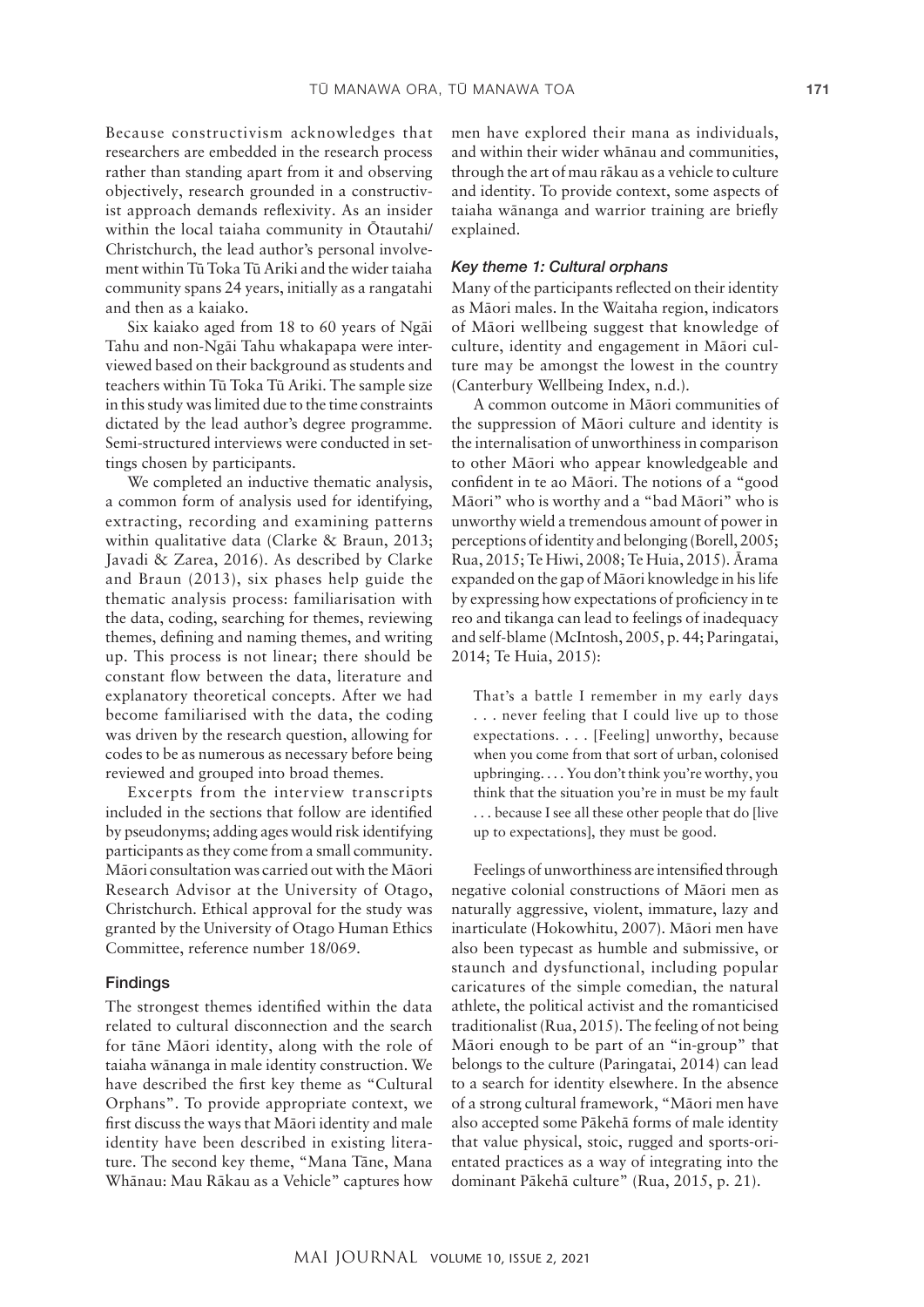Because constructivism acknowledges that researchers are embedded in the research process rather than standing apart from it and observing objectively, research grounded in a constructivist approach demands reflexivity. As an insider within the local taiaha community in Ōtautahi/Christchurch, the lead author's personal involvement within Tū Toka Tū Ariki and the wider taiaha community spans 24 years, initially as a rangatahi and then as a kaiako.

Six kaiako aged from 18 to 60 years of Ngāi Tahu and non-Ngāi Tahu whakapapa were interviewed based on their background as students and teachers within Tū Toka Tū Ariki. The sample size in this study was limited due to the time constraints dictated by the lead author's degree programme. Semi-structured interviews were conducted in settings chosen by participants.

We completed an inductive thematic analysis, a common form of analysis used for identifying, extracting, recording and examining patterns within qualitative data (Clarke & Braun, 2013; Javadi & Zarea, 2016). As described by Clarke and Braun (2013), six phases help guide the thematic analysis process: familiarisation with the data, coding, searching for themes, reviewing themes, defining and naming themes, and writing up. This process is not linear; there should be constant flow between the data, literature and explanatory theoretical concepts. After we had become familiarised with the data, the coding was driven by the research question, allowing for codes to be as numerous as necessary before being reviewed and grouped into broad themes.

Excerpts from the interview transcripts included in the sections that follow are identified by pseudonyms; adding ages would risk identifying participants as they come from a small community. Māori consultation was carried out with the Māori Research Advisor at the University of Otago, Christchurch. Ethical approval for the study was granted by the University of Otago Human Ethics Committee, reference number 18/069.

## Findings

The strongest themes identified within the data related to cultural disconnection and the search for tāne Māori identity, along with the role of taiaha wānanga in male identity construction. We have described the first key theme as "Cultural Orphans". To provide appropriate context, we first discuss the ways that Māori identity and male identity have been described in existing literature. The second key theme, "Mana Tāne, Mana Whānau: Mau Rākau as a Vehicle" captures how men have explored their mana as individuals, and within their wider whānau and communities, through the art of mau rākau as a vehicle to culture and identity. To provide context, some aspects of taiaha wānanga and warrior training are briefly explained.

### *Key theme 1: Cultural orphans*

Many of the participants reflected on their identity as Māori males. In the Waitaha region, indicators of Māori wellbeing suggest that knowledge of culture, identity and engagement in Māori culture may be amongst the lowest in the country (Canterbury Wellbeing Index, n.d.).

A common outcome in Māori communities of the suppression of Māori culture and identity is the internalisation of unworthiness in comparison to other Māori who appear knowledgeable and confident in te ao Māori. The notions of a "good Māori" who is worthy and a "bad Māori" who is unworthy wield a tremendous amount of power in perceptions of identity and belonging (Borell, 2005; Rua, 2015; Te Hiwi, 2008; Te Huia, 2015). Ārama expanded on the gap of Māori knowledge in his life by expressing how expectations of proficiency in te reo and tikanga can lead to feelings of inadequacy and self-blame (McIntosh, 2005, p. 44; Paringatai, 2014; Te Huia, 2015):

> That's a battle I remember in my early days . . . never feeling that I could live up to those expectations. . . . [Feeling] unworthy, because when you come from that sort of urban, colonised upbringing. . . . You don't think you're worthy, you think that the situation you're in must be my fault . . . because I see all these other people that do [live up to expectations], they must be good.

Feelings of unworthiness are intensified through negative colonial constructions of Māori men as naturally aggressive, violent, immature, lazy and inarticulate (Hokowhitu, 2007). Māori men have also been typecast as humble and submissive, or staunch and dysfunctional, including popular caricatures of the simple comedian, the natural athlete, the political activist and the romanticised traditionalist (Rua, 2015). The feeling of not being Māori enough to be part of an "in-group" that belongs to the culture (Paringatai, 2014) can lead to a search for identity elsewhere. In the absence of a strong cultural framework, "Māori men have also accepted some Pākehā forms of male identity that value physical, stoic, rugged and sports-orientated practices as a way of integrating into the dominant Pākehā culture" (Rua, 2015, p. 21).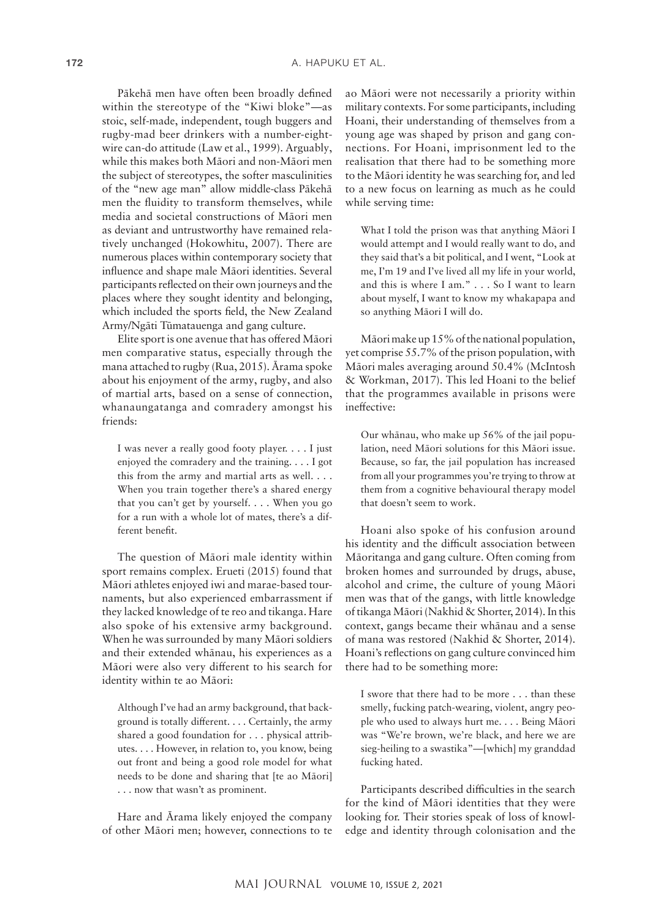Pākehā men have often been broadly defined within the stereotype of the "Kiwi bloke"—as stoic, self-made, independent, tough buggers and rugby-mad beer drinkers with a number-eight-wire can-do attitude (Law et al., 1999). Arguably, while this makes both Māori and non-Māori men the subject of stereotypes, the softer masculinities of the "new age man" allow middle-class Pākehā men the fluidity to transform themselves, while media and societal constructions of Māori men as deviant and untrustworthy have remained relatively unchanged (Hokowhitu, 2007). There are numerous places within contemporary society that influence and shape male Māori identities. Several participants reflected on their own journeys and the places where they sought identity and belonging, which included the sports field, the New Zealand Army/Ngāti Tūmatauenga and gang culture.

Elite sport is one avenue that has offered Māori men comparative status, especially through the mana attached to rugby (Rua, 2015). Ārama spoke about his enjoyment of the army, rugby, and also of martial arts, based on a sense of connection, whanaungatanga and comradery amongst his friends:

> I was never a really good footy player. . . . I just enjoyed the comradery and the training. . . . I got this from the army and martial arts as well. . . . When you train together there's a shared energy that you can't get by yourself. . . . When you go for a run with a whole lot of mates, there's a different benefit.

The question of Māori male identity within sport remains complex. Erueti (2015) found that Māori athletes enjoyed iwi and marae-based tournaments, but also experienced embarrassment if they lacked knowledge of te reo and tikanga. Hare also spoke of his extensive army background. When he was surrounded by many Māori soldiers and their extended whānau, his experiences as a Māori were also very different to his search for identity within te ao Māori:

> Although I've had an army background, that background is totally different. . . . Certainly, the army shared a good foundation for . . . physical attributes. . . . However, in relation to, you know, being out front and being a good role model for what needs to be done and sharing that [te ao Māori] . . . now that wasn't as prominent.

Hare and Ārama likely enjoyed the company of other Māori men; however, connections to te ao Māori were not necessarily a priority within military contexts. For some participants, including Hoani, their understanding of themselves from a young age was shaped by prison and gang connections. For Hoani, imprisonment led to the realisation that there had to be something more to the Māori identity he was searching for, and led to a new focus on learning as much as he could while serving time:

> What I told the prison was that anything Māori I would attempt and I would really want to do, and they said that's a bit political, and I went, "Look at me, I'm 19 and I've lived all my life in your world, and this is where I am." . . . So I want to learn about myself, I want to know my whakapapa and so anything Māori I will do.

Māori make up 15% of the national population, yet comprise 55.7% of the prison population, with Māori males averaging around 50.4% (McIntosh & Workman, 2017). This led Hoani to the belief that the programmes available in prisons were ineffective:

> Our whānau, who make up 56% of the jail population, need Māori solutions for this Māori issue. Because, so far, the jail population has increased from all your programmes you're trying to throw at them from a cognitive behavioural therapy model that doesn't seem to work.

Hoani also spoke of his confusion around his identity and the difficult association between Māoritanga and gang culture. Often coming from broken homes and surrounded by drugs, abuse, alcohol and crime, the culture of young Māori men was that of the gangs, with little knowledge of tikanga Māori (Nakhid & Shorter, 2014). In this context, gangs became their whānau and a sense of mana was restored (Nakhid & Shorter, 2014). Hoani's reflections on gang culture convinced him there had to be something more:

> I swore that there had to be more . . . than these smelly, fucking patch-wearing, violent, angry people who used to always hurt me. . . . Being Māori was "We're brown, we're black, and here we are sieg-heiling to a swastika"—[which] my granddad fucking hated.

Participants described difficulties in the search for the kind of Māori identities that they were looking for. Their stories speak of loss of knowledge and identity through colonisation and the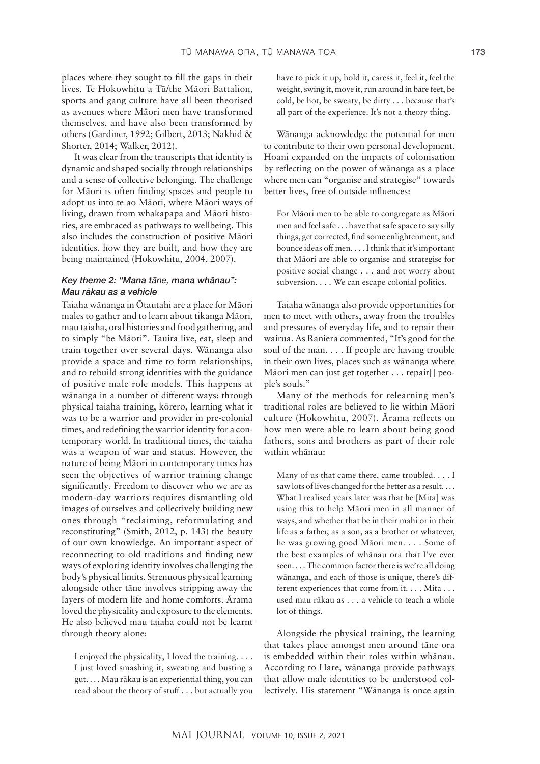places where they sought to fill the gaps in their lives. Te Hokowhitu a Tū/the Māori Battalion, sports and gang culture have all been theorised as avenues where Māori men have transformed themselves, and have also been transformed by others (Gardiner, 1992; Gilbert, 2013; Nakhid & Shorter, 2014; Walker, 2012).

It was clear from the transcripts that identity is dynamic and shaped socially through relationships and a sense of collective belonging. The challenge for Māori is often finding spaces and people to adopt us into te ao Māori, where Māori ways of living, drawn from whakapapa and Māori histories, are embraced as pathways to wellbeing. This also includes the construction of positive Māori identities, how they are built, and how they are being maintained (Hokowhitu, 2004, 2007).

### *Key theme 2: "Mana tāne, mana whānau": Mau rākau as a vehicle*

Taiaha wānanga in Ōtautahi are a place for Māori males to gather and to learn about tikanga Māori, mau taiaha, oral histories and food gathering, and to simply "be Māori". Tauira live, eat, sleep and train together over several days. Wānanga also provide a space and time to form relationships, and to rebuild strong identities with the guidance of positive male role models. This happens at wānanga in a number of different ways: through physical taiaha training, kōrero, learning what it was to be a warrior and provider in pre-colonial times, and redefining the warrior identity for a contemporary world. In traditional times, the taiaha was a weapon of war and status. However, the nature of being Māori in contemporary times has seen the objectives of warrior training change significantly. Freedom to discover who we are as modern-day warriors requires dismantling old images of ourselves and collectively building new ones through "reclaiming, reformulating and reconstituting" (Smith, 2012, p. 143) the beauty of our own knowledge. An important aspect of reconnecting to old traditions and finding new ways of exploring identity involves challenging the body's physical limits. Strenuous physical learning alongside other tāne involves stripping away the layers of modern life and home comforts. Ārama loved the physicality and exposure to the elements. He also believed mau taiaha could not be learnt through theory alone:

> I enjoyed the physicality, I loved the training. . . . I just loved smashing it, sweating and busting a gut. . . . Mau rākau is an experiential thing, you can read about the theory of stuff . . . but actually you have to pick it up, hold it, caress it, feel it, feel the weight, swing it, move it, run around in bare feet, be cold, be hot, be sweaty, be dirty . . . because that's all part of the experience. It's not a theory thing.

Wānanga acknowledge the potential for men to contribute to their own personal development. Hoani expanded on the impacts of colonisation by reflecting on the power of wānanga as a place where men can "organise and strategise" towards better lives, free of outside influences:

> For Māori men to be able to congregate as Māori men and feel safe . . . have that safe space to say silly things, get corrected, find some enlightenment, and bounce ideas off men. . . . I think that it's important that Māori are able to organise and strategise for positive social change . . . and not worry about subversion. . . . We can escape colonial politics.

Taiaha wānanga also provide opportunities for men to meet with others, away from the troubles and pressures of everyday life, and to repair their wairua. As Raniera commented, "It's good for the soul of the man. . . . If people are having trouble in their own lives, places such as wānanga where Māori men can just get together . . . repair[] people's souls."

Many of the methods for relearning men's traditional roles are believed to lie within Māori culture (Hokowhitu, 2007). Ārama reflects on how men were able to learn about being good fathers, sons and brothers as part of their role within whānau:

> Many of us that came there, came troubled. . . . I saw lots of lives changed for the better as a result. . . . What I realised years later was that he [Mita] was using this to help Māori men in all manner of ways, and whether that be in their mahi or in their life as a father, as a son, as a brother or whatever, he was growing good Māori men. . . . Some of the best examples of whānau ora that I've ever seen. . . . The common factor there is we're all doing wānanga, and each of those is unique, there's different experiences that come from it. . . . Mita . . . used mau rākau as . . . a vehicle to teach a whole lot of things.

Alongside the physical training, the learning that takes place amongst men around tāne ora is embedded within their roles within whānau. According to Hare, wānanga provide pathways that allow male identities to be understood collectively. His statement "Wānanga is once again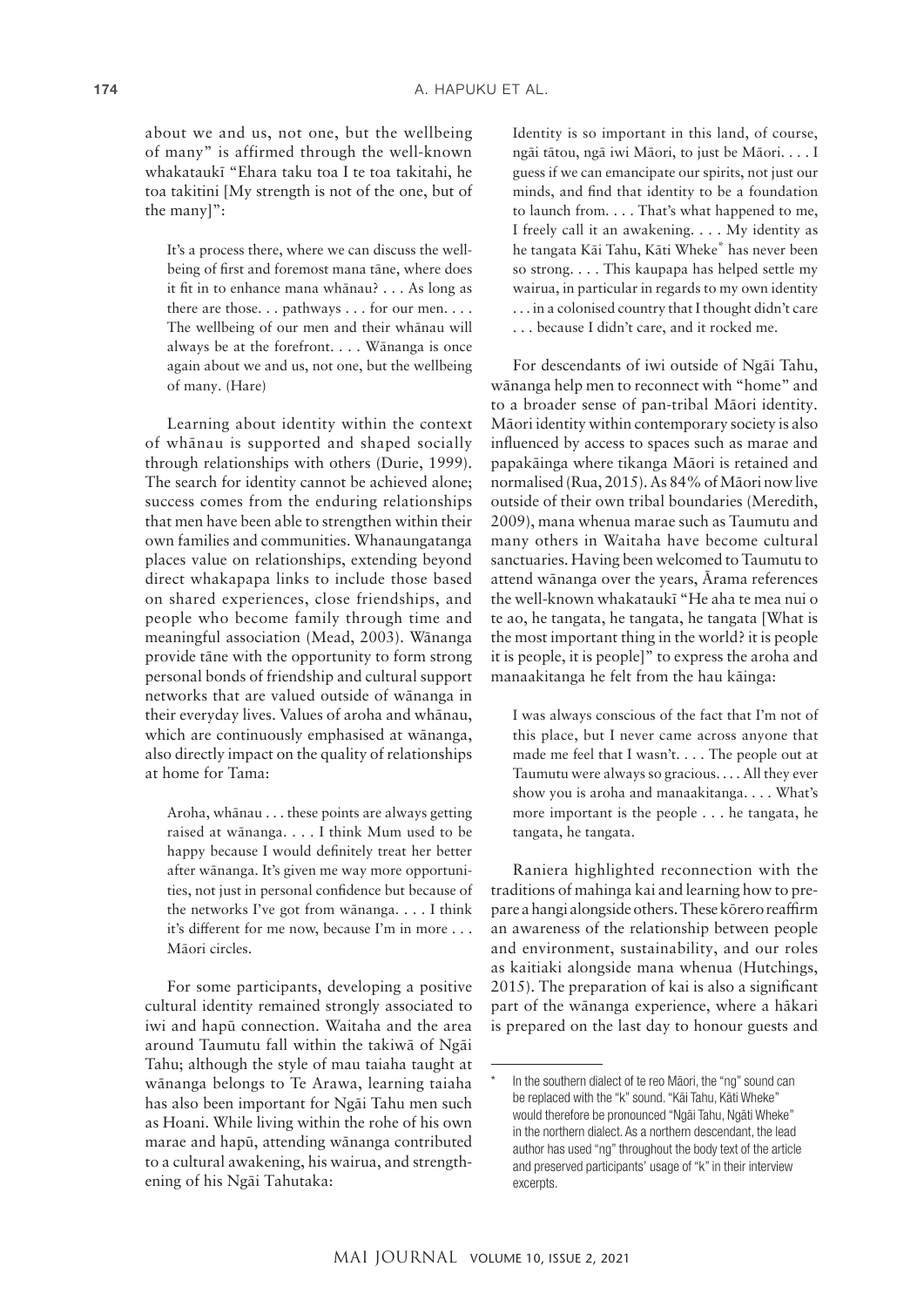about we and us, not one, but the wellbeing of many" is affirmed through the well-known whakataukī "Ehara taku toa I te toa takitahi, he toa takitini [My strength is not of the one, but of the many]":

> It's a process there, where we can discuss the wellbeing of first and foremost mana tāne, where does it fit in to enhance mana whānau? . . . As long as there are those. . . pathways . . . for our men. . . . The wellbeing of our men and their whānau will always be at the forefront. . . . Wānanga is once again about we and us, not one, but the wellbeing of many. (Hare)

Learning about identity within the context of whānau is supported and shaped socially through relationships with others (Durie, 1999). The search for identity cannot be achieved alone; success comes from the enduring relationships that men have been able to strengthen within their own families and communities. Whanaungatanga places value on relationships, extending beyond direct whakapapa links to include those based on shared experiences, close friendships, and people who become family through time and meaningful association (Mead, 2003). Wānanga provide tāne with the opportunity to form strong personal bonds of friendship and cultural support networks that are valued outside of wānanga in their everyday lives. Values of aroha and whānau, which are continuously emphasised at wānanga, also directly impact on the quality of relationships at home for Tama:

> Aroha, whānau . . . these points are always getting raised at wānanga. . . . I think Mum used to be happy because I would definitely treat her better after wānanga. It's given me way more opportunities, not just in personal confidence but because of the networks I've got from wānanga. . . . I think it's different for me now, because I'm in more . . . Māori circles.

For some participants, developing a positive cultural identity remained strongly associated to iwi and hapū connection. Waitaha and the area around Taumutu fall within the takiwā of Ngāi Tahu; although the style of mau taiaha taught at wānanga belongs to Te Arawa, learning taiaha has also been important for Ngāi Tahu men such as Hoani. While living within the rohe of his own marae and hapū, attending wānanga contributed to a cultural awakening, his wairua, and strengthening of his Ngāi Tahutaka:

> Identity is so important in this land, of course, ngāi tātou, ngā iwi Māori, to just be Māori. . . . I guess if we can emancipate our spirits, not just our minds, and find that identity to be a foundation to launch from. . . . That's what happened to me, I freely call it an awakening. . . . My identity as he tangata Kāi Tahu, Kāti Wheke* has never been so strong. . . . This kaupapa has helped settle my wairua, in particular in regards to my own identity . . . in a colonised country that I thought didn't care . . . because I didn't care, and it rocked me.

For descendants of iwi outside of Ngāi Tahu, wānanga help men to reconnect with "home" and to a broader sense of pan-tribal Māori identity. Māori identity within contemporary society is also influenced by access to spaces such as marae and papakāinga where tikanga Māori is retained and normalised (Rua, 2015). As 84% of Māori now live outside of their own tribal boundaries (Meredith, 2009), mana whenua marae such as Taumutu and many others in Waitaha have become cultural sanctuaries. Having been welcomed to Taumutu to attend wānanga over the years, Ārama references the well-known whakataukī "He aha te mea nui o te ao, he tangata, he tangata, he tangata [What is the most important thing in the world? it is people it is people, it is people]" to express the aroha and manaakitanga he felt from the hau kāinga:

> I was always conscious of the fact that I'm not of this place, but I never came across anyone that made me feel that I wasn't. . . . The people out at Taumutu were always so gracious. . . . All they ever show you is aroha and manaakitanga. . . . What's more important is the people . . . he tangata, he tangata, he tangata.

Raniera highlighted reconnection with the traditions of mahinga kai and learning how to prepare a hangi alongside others. These kōrero reaffirm an awareness of the relationship between people and environment, sustainability, and our roles as kaitiaki alongside mana whenua (Hutchings, 2015). The preparation of kai is also a significant part of the wānanga experience, where a hākari is prepared on the last day to honour guests and

* In the southern dialect of te reo Māori, the "ng" sound can be replaced with the "k" sound. "Kāi Tahu, Kāti Wheke" would therefore be pronounced "Ngāi Tahu, Ngāti Wheke" in the northern dialect. As a northern descendant, the lead author has used "ng" throughout the body text of the article and preserved participants' usage of "k" in their interview excerpts.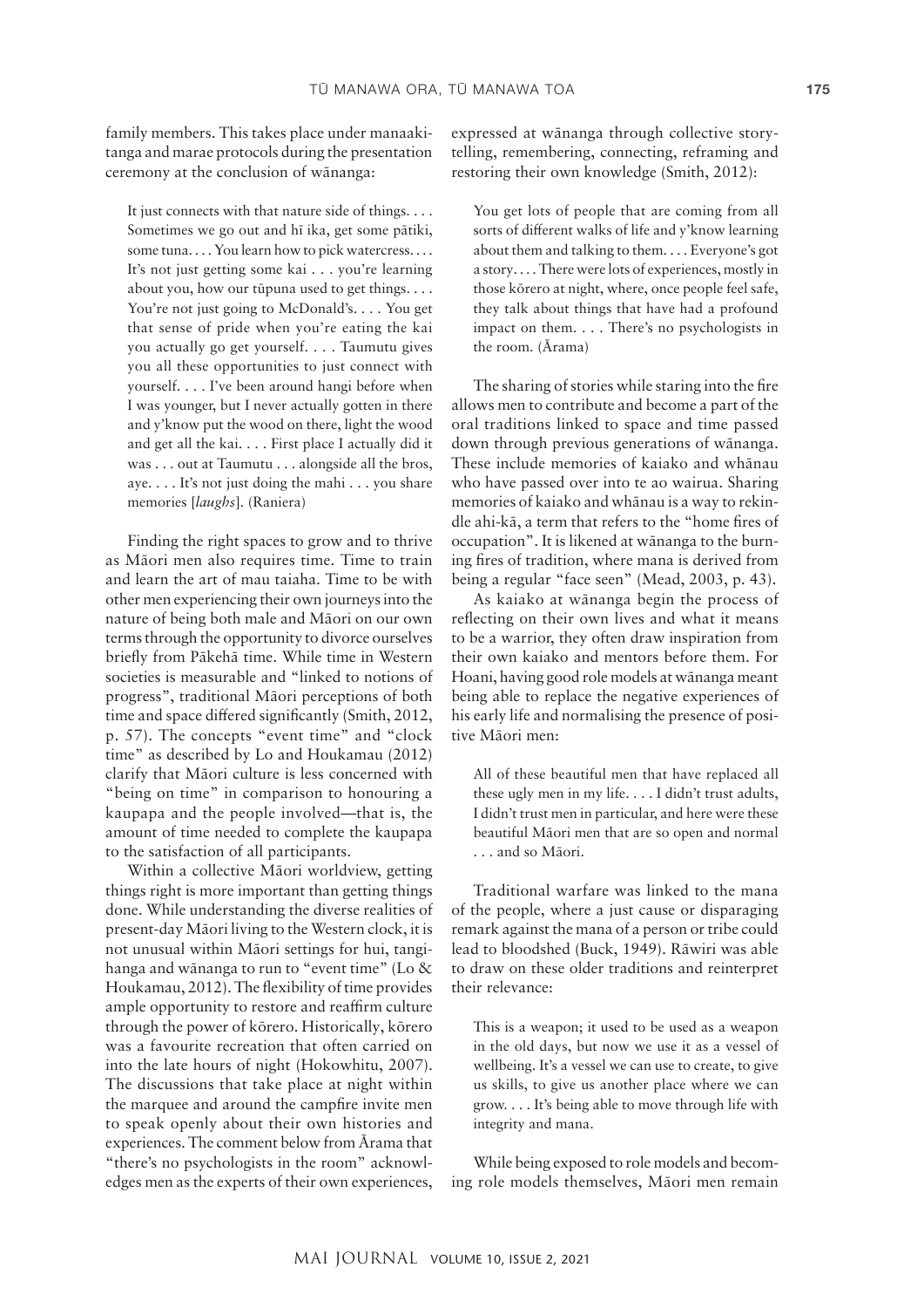family members. This takes place under manaakitanga and marae protocols during the presentation ceremony at the conclusion of wānanga:

> It just connects with that nature side of things. . . . Sometimes we go out and hī ika, get some pātiki, some tuna. . . . You learn how to pick watercress. . . . It's not just getting some kai . . . you're learning about you, how our tūpuna used to get things. . . . You're not just going to McDonald's. . . . You get that sense of pride when you're eating the kai you actually go get yourself. . . . Taumutu gives you all these opportunities to just connect with yourself. . . . I've been around hangi before when I was younger, but I never actually gotten in there and y'know put the wood on there, light the wood and get all the kai. . . . First place I actually did it was . . . out at Taumutu . . . alongside all the bros, aye. . . . It's not just doing the mahi . . . you share memories [*laughs*]. (Raniera)

Finding the right spaces to grow and to thrive as Māori men also requires time. Time to train and learn the art of mau taiaha. Time to be with other men experiencing their own journeys into the nature of being both male and Māori on our own terms through the opportunity to divorce ourselves briefly from Pākehā time. While time in Western societies is measurable and "linked to notions of progress", traditional Māori perceptions of both time and space differed significantly (Smith, 2012, p. 57). The concepts "event time" and "clock time" as described by Lo and Houkamau (2012) clarify that Māori culture is less concerned with "being on time" in comparison to honouring a kaupapa and the people involved—that is, the amount of time needed to complete the kaupapa to the satisfaction of all participants.

Within a collective Māori worldview, getting things right is more important than getting things done. While understanding the diverse realities of present-day Māori living to the Western clock, it is not unusual within Māori settings for hui, tangihanga and wānanga to run to "event time" (Lo & Houkamau, 2012). The flexibility of time provides ample opportunity to restore and reaffirm culture through the power of kōrero. Historically, kōrero was a favourite recreation that often carried on into the late hours of night (Hokowhitu, 2007). The discussions that take place at night within the marquee and around the campfire invite men to speak openly about their own histories and experiences. The comment below from Ārama that "there's no psychologists in the room" acknowledges men as the experts of their own experiences, expressed at wānanga through collective storytelling, remembering, connecting, reframing and restoring their own knowledge (Smith, 2012):

> You get lots of people that are coming from all sorts of different walks of life and y'know learning about them and talking to them. . . . Everyone's got a story. . . . There were lots of experiences, mostly in those kōrero at night, where, once people feel safe, they talk about things that have had a profound impact on them. . . . There's no psychologists in the room. (Ārama)

The sharing of stories while staring into the fire allows men to contribute and become a part of the oral traditions linked to space and time passed down through previous generations of wānanga. These include memories of kaiako and whānau who have passed over into te ao wairua. Sharing memories of kaiako and whānau is a way to rekindle ahi-kā, a term that refers to the "home fires of occupation". It is likened at wānanga to the burning fires of tradition, where mana is derived from being a regular "face seen" (Mead, 2003, p. 43).

As kaiako at wānanga begin the process of reflecting on their own lives and what it means to be a warrior, they often draw inspiration from their own kaiako and mentors before them. For Hoani, having good role models at wānanga meant being able to replace the negative experiences of his early life and normalising the presence of positive Māori men:

> All of these beautiful men that have replaced all these ugly men in my life. . . . I didn't trust adults, I didn't trust men in particular, and here were these beautiful Māori men that are so open and normal . . . and so Māori.

Traditional warfare was linked to the mana of the people, where a just cause or disparaging remark against the mana of a person or tribe could lead to bloodshed (Buck, 1949). Rāwiri was able to draw on these older traditions and reinterpret their relevance:

> This is a weapon; it used to be used as a weapon in the old days, but now we use it as a vessel of wellbeing. It's a vessel we can use to create, to give us skills, to give us another place where we can grow. . . . It's being able to move through life with integrity and mana.

While being exposed to role models and becoming role models themselves, Māori men remain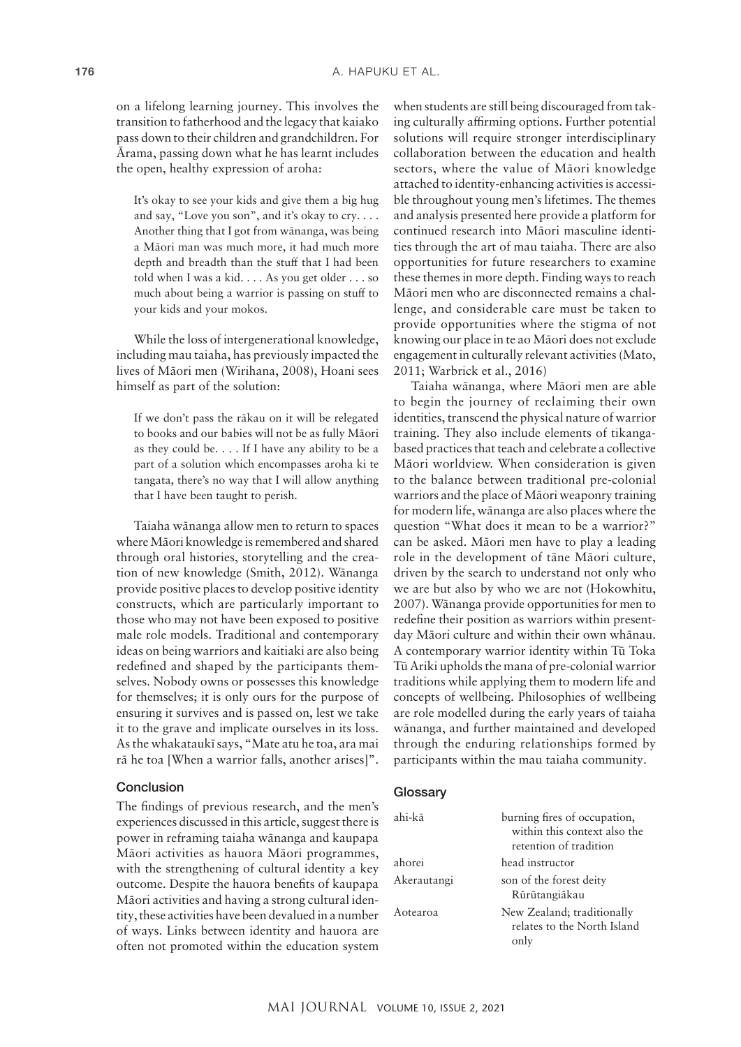on a lifelong learning journey. This involves the transition to fatherhood and the legacy that kaiako pass down to their children and grandchildren. For Ārama, passing down what he has learnt includes the open, healthy expression of aroha:

> It's okay to see your kids and give them a big hug and say, "Love you son", and it's okay to cry. . . . Another thing that I got from wānanga, was being a Māori man was much more, it had much more depth and breadth than the stuff that I had been told when I was a kid. . . . As you get older . . . so much about being a warrior is passing on stuff to your kids and your mokos.

While the loss of intergenerational knowledge, including mau taiaha, has previously impacted the lives of Māori men (Wirihana, 2008), Hoani sees himself as part of the solution:

> If we don't pass the rākau on it will be relegated to books and our babies will not be as fully Māori as they could be. . . . If I have any ability to be a part of a solution which encompasses aroha ki te tangata, there's no way that I will allow anything that I have been taught to perish.

Taiaha wānanga allow men to return to spaces where Māori knowledge is remembered and shared through oral histories, storytelling and the creation of new knowledge (Smith, 2012). Wānanga provide positive places to develop positive identity constructs, which are particularly important to those who may not have been exposed to positive male role models. Traditional and contemporary ideas on being warriors and kaitiaki are also being redefined and shaped by the participants themselves. Nobody owns or possesses this knowledge for themselves; it is only ours for the purpose of ensuring it survives and is passed on, lest we take it to the grave and implicate ourselves in its loss. As the whakataukī says, "Mate atu he toa, ara mai rā he toa [When a warrior falls, another arises]".

## Conclusion

The findings of previous research, and the men's experiences discussed in this article, suggest there is power in reframing taiaha wānanga and kaupapa Māori activities as hauora Māori programmes, with the strengthening of cultural identity a key outcome. Despite the hauora benefits of kaupapa Māori activities and having a strong cultural identity, these activities have been devalued in a number of ways. Links between identity and hauora are often not promoted within the education system when students are still being discouraged from taking culturally affirming options. Further potential solutions will require stronger interdisciplinary collaboration between the education and health sectors, where the value of Māori knowledge attached to identity-enhancing activities is accessible throughout young men's lifetimes. The themes and analysis presented here provide a platform for continued research into Māori masculine identities through the art of mau taiaha. There are also opportunities for future researchers to examine these themes in more depth. Finding ways to reach Māori men who are disconnected remains a challenge, and considerable care must be taken to provide opportunities where the stigma of not knowing our place in te ao Māori does not exclude engagement in culturally relevant activities (Mato, 2011; Warbrick et al., 2016)

Taiaha wānanga, where Māori men are able to begin the journey of reclaiming their own identities, transcend the physical nature of warrior training. They also include elements of tikanga-based practices that teach and celebrate a collective Māori worldview. When consideration is given to the balance between traditional pre-colonial warriors and the place of Māori weaponry training for modern life, wānanga are also places where the question "What does it mean to be a warrior?" can be asked. Māori men have to play a leading role in the development of tāne Māori culture, driven by the search to understand not only who we are but also by who we are not (Hokowhitu, 2007). Wānanga provide opportunities for men to redefine their position as warriors within present-day Māori culture and within their own whānau. A contemporary warrior identity within Tū Toka Tū Ariki upholds the mana of pre-colonial warrior traditions while applying them to modern life and concepts of wellbeing. Philosophies of wellbeing are role modelled during the early years of taiaha wānanga, and further maintained and developed through the enduring relationships formed by participants within the mau taiaha community.

## Glossary

| | |
|---|---|
| ahi-kā | burning fires of occupation, within this context also the retention of tradition |
| ahorei | head instructor |
| Akerautangi | son of the forest deity Rūrūtangiākau |
| Aotearoa | New Zealand; traditionally relates to the North Island only |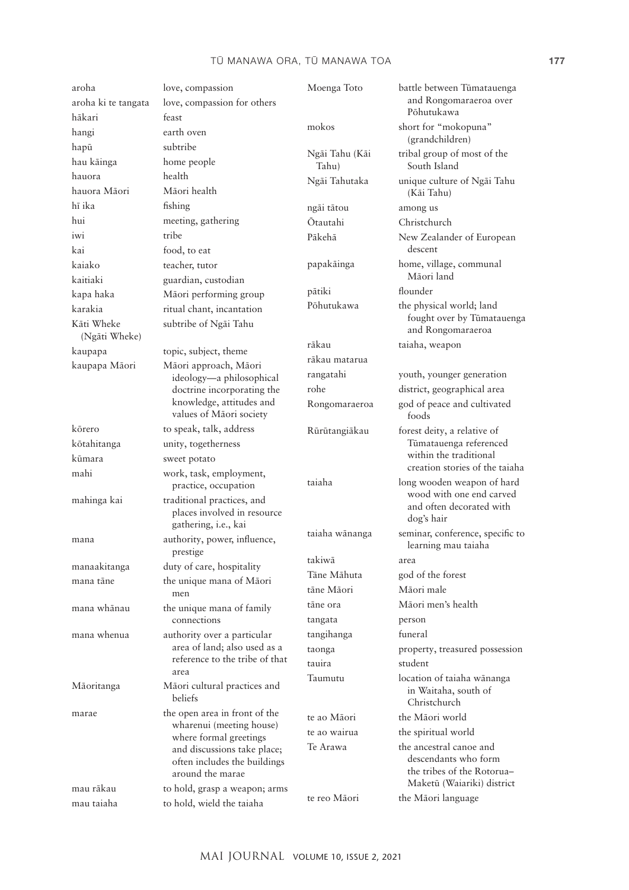| | |
|---|---|
| aroha | love, compassion |
| aroha ki te tangata | love, compassion for others |
| hākari | feast |
| hangi | earth oven |
| hapū | subtribe |
| hau kāinga | home people |
| hauora | health |
| hauora Māori | Māori health |
| hī ika | fishing |
| hui | meeting, gathering |
| iwi | tribe |
| kai | food, to eat |
| kaiako | teacher, tutor |
| kaitiaki | guardian, custodian |
| kapa haka | Māori performing group |
| karakia | ritual chant, incantation |
| Kāti Wheke (Ngāti Wheke) | subtribe of Ngāi Tahu |
| kaupapa | topic, subject, theme |
| kaupapa Māori | Māori approach, Māori ideology—a philosophical doctrine incorporating the knowledge, attitudes and values of Māori society |
| kōrero | to speak, talk, address |
| kōtahitanga | unity, togetherness |
| kūmara | sweet potato |
| mahi | work, task, employment, practice, occupation |
| mahinga kai | traditional practices, and places involved in resource gathering, i.e., kai |
| mana | authority, power, influence, prestige |
| manaakitanga | duty of care, hospitality |
| mana tāne | the unique mana of Māori men |
| mana whānau | the unique mana of family connections |
| mana whenua | authority over a particular area of land; also used as a reference to the tribe of that area |
| Māoritanga | Māori cultural practices and beliefs |
| marae | the open area in front of the wharenui (meeting house) where formal greetings and discussions take place; often includes the buildings around the marae |
| mau rākau | to hold, grasp a weapon; arms |
| mau taiaha | to hold, wield the taiaha |
| Moenga Toto | battle between Tūmatauenga and Rongomaraeroa over Pōhutukawa |
| mokos | short for "mokopuna" (grandchildren) |
| Ngāi Tahu (Kāi Tahu) | tribal group of most of the South Island |
| Ngāi Tahutaka | unique culture of Ngāi Tahu (Kāi Tahu) |
| ngāi tātou | among us |
| Ōtautahi | Christchurch |
| Pākehā | New Zealander of European descent |
| papakāinga | home, village, communal Māori land |
| pātiki | flounder |
| Pōhutukawa | the physical world; land fought over by Tūmatauenga and Rongomaraeroa |
| rākau | taiaha, weapon |
| rākau matarua | |
| rangatahi | youth, younger generation |
| rohe | district, geographical area |
| Rongomaraeroa | god of peace and cultivated foods |
| Rūrūtangiākau | forest deity, a relative of Tūmatauenga referenced within the traditional creation stories of the taiaha |
| taiaha | long wooden weapon of hard wood with one end carved and often decorated with dog's hair |
| taiaha wānanga | seminar, conference, specific to learning mau taiaha |
| takiwā | area |
| Tāne Māhuta | god of the forest |
| tāne Māori | Māori male |
| tāne ora | Māori men's health |
| tangata | person |
| tangihanga | funeral |
| taonga | property, treasured possession |
| tauira | student |
| Taumutu | location of taiaha wānanga in Waitaha, south of Christchurch |
| te ao Māori | the Māori world |
| te ao wairua | the spiritual world |
| Te Arawa | the ancestral canoe and descendants who form the tribes of the Rotorua–Maketū (Waiariki) district |
| te reo Māori | the Māori language |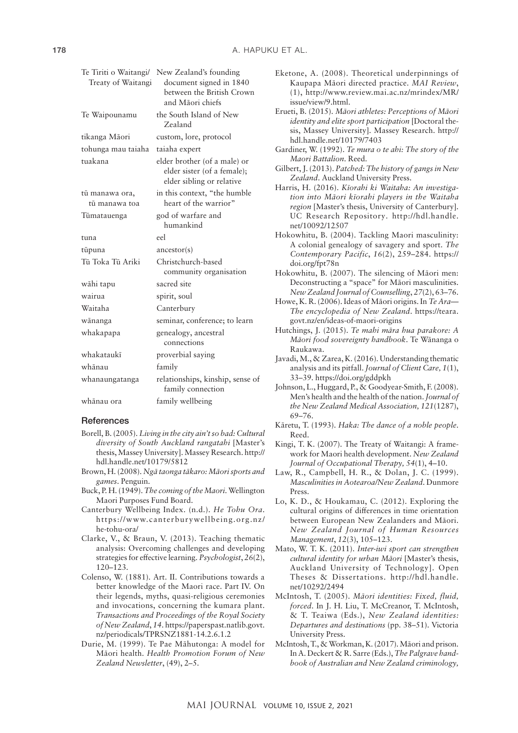| | |
|---|---|
| Te Tiriti o Waitangi/ Treaty of Waitangi | New Zealand's founding document signed in 1840 between the British Crown and Māori chiefs |
| Te Waipounamu | the South Island of New Zealand |
| tikanga Māori | custom, lore, protocol |
| tohunga mau taiaha | taiaha expert |
| tuakana | elder brother (of a male) or elder sister (of a female); elder sibling or relative |
| tū manawa ora, tū manawa toa | in this context, "the humble heart of the warrior" |
| Tūmatauenga | god of warfare and humankind |
| tuna | eel |
| tūpuna | ancestor(s) |
| Tū Toka Tū Ariki | Christchurch-based community organisation |
| wāhi tapu | sacred site |
| wairua | spirit, soul |
| Waitaha | Canterbury |
| wānanga | seminar, conference; to learn |
| whakapapa | genealogy, ancestral connections |
| whakataukī | proverbial saying |
| whānau | family |
| whanaungatanga | relationships, kinship, sense of family connection |
| whānau ora | family wellbeing |

## References

Borell, B. (2005). *Living in the city ain't so bad: Cultural diversity of South Auckland rangatahi* [Master's thesis, Massey University]. Massey Research. http://hdl.handle.net/10179/5812

Brown, H. (2008). *Ngā taonga tākaro: Māori sports and games*. Penguin.

Buck, P. H. (1949). *The coming of the Maori*. Wellington Maori Purposes Fund Board.

Canterbury Wellbeing Index. (n.d.). *He Tohu Ora*. https://www.canterburywellbeing.org.nz/he-tohu-ora/

Clarke, V., & Braun, V. (2013). Teaching thematic analysis: Overcoming challenges and developing strategies for effective learning. *Psychologist*, *26*(2), 120–123.

Colenso, W. (1881). Art. II. Contributions towards a better knowledge of the Maori race. Part IV. On their legends, myths, quasi-religious ceremonies and invocations, concerning the kumara plant. *Transactions and Proceedings of the Royal Society of New Zealand*, *14*. https://paperspast.natlib.govt.nz/periodicals/TPRSNZ1881-14.2.6.1.2

Durie, M. (1999). Te Pae Māhutonga: A model for Māori health. *Health Promotion Forum of New Zealand Newsletter*, (49), 2–5.

Eketone, A. (2008). Theoretical underpinnings of Kaupapa Māori directed practice. *MAI Review*, (1), http://www.review.mai.ac.nz/mrindex/MR/issue/view/9.html.

Erueti, B. (2015). *Māori athletes: Perceptions of Māori identity and elite sport participation* [Doctoral thesis, Massey University]. Massey Research. http://hdl.handle.net/10179/7403

Gardiner, W. (1992). *Te mura o te ahi: The story of the Maori Battalion*. Reed.

Gilbert, J. (2013). *Patched: The history of gangs in New Zealand*. Auckland University Press.

Harris, H. (2016). *Kīorahi ki Waitaha: An investigation into Māori kīorahi players in the Waitaha region* [Master's thesis, University of Canterbury]. UC Research Repository. http://hdl.handle.net/10092/12507

Hokowhitu, B. (2004). Tackling Maori masculinity: A colonial genealogy of savagery and sport. *The Contemporary Pacific*, *16*(2), 259–284. https://doi.org/fpt78n

Hokowhitu, B. (2007). The silencing of Māori men: Deconstructing a "space" for Māori masculinities. *New Zealand Journal of Counselling*, *27*(2), 63–76.

Howe, K. R. (2006). Ideas of Māori origins. In *Te Ara—The encyclopedia of New Zealand*. https://teara.govt.nz/en/ideas-of-maori-origins

Hutchings, J. (2015). *Te mahi māra hua parakore: A Māori food sovereignty handbook*. Te Wānanga o Raukawa.

Javadi, M., & Zarea, K. (2016). Understanding thematic analysis and its pitfall. *Journal of Client Care, 1*(1), 33–39. https://doi.org/gddpkh

Johnson, L., Huggard, P., & Goodyear-Smith, F. (2008). Men's health and the health of the nation. *Journal of the New Zealand Medical Association, 121*(1287), 69–76.

Kāretu, T. (1993). *Haka: The dance of a noble people*. Reed.

Kingi, T. K. (2007). The Treaty of Waitangi: A framework for Maori health development. *New Zealand Journal of Occupational Therapy, 54*(1), 4–10.

Law, R., Campbell, H. R., & Dolan, J. C. (1999). *Masculinities in Aotearoa/New Zealand*. Dunmore Press.

Lo, K. D., & Houkamau, C. (2012). Exploring the cultural origins of differences in time orientation between European New Zealanders and Māori. *New Zealand Journal of Human Resources Management*, *12*(3), 105–123.

Mato, W. T. K. (2011). *Inter-iwi sport can strengthen cultural identity for urban Māori* [Master's thesis, Auckland University of Technology]. Open Theses & Dissertations. http://hdl.handle.net/10292/2494

McIntosh, T. (2005). *Māori identities: Fixed, fluid, forced*. In J. H. Liu, T. McCreanor, T. McIntosh, & T. Teaiwa (Eds.), *New Zealand identities: Departures and destinations* (pp. 38–51). Victoria University Press.

McIntosh, T., & Workman, K. (2017). Māori and prison. In A. Deckert & R. Sarre (Eds.), *The Palgrave handbook of Australian and New Zealand criminology,*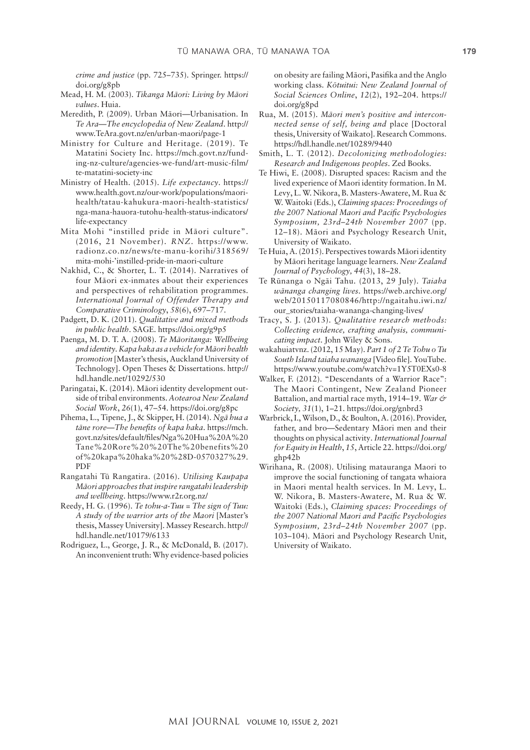*crime and justice* (pp. 725–735). Springer. https://doi.org/g8pb

Mead, H. M. (2003). *Tikanga Māori: Living by Māori values*. Huia.

Meredith, P. (2009). Urban Māori—Urbanisation. In *Te Ara—The encyclopedia of New Zealand*. http://www.TeAra.govt.nz/en/urban-maori/page-1

Ministry for Culture and Heritage. (2019). Te Matatini Society Inc. https://mch.govt.nz/funding-nz-culture/agencies-we-fund/art-music-film/te-matatini-society-inc

Ministry of Health. (2015). *Life expectancy*. https://www.health.govt.nz/our-work/populations/maori-health/tatau-kahukura-maori-health-statistics/nga-mana-hauora-tutohu-health-status-indicators/life-expectancy

Mita Mohi "instilled pride in Māori culture". (2016, 21 November). *RNZ*. https://www.radionz.co.nz/news/te-manu-korihi/318569/mita-mohi-'instilled-pride-in-maori-culture

Nakhid, C., & Shorter, L. T. (2014). Narratives of four Māori ex-inmates about their experiences and perspectives of rehabilitation programmes. *International Journal of Offender Therapy and Comparative Criminology*, *58*(6), 697–717.

Padgett, D. K. (2011). *Qualitative and mixed methods in public health*. SAGE. https://doi.org/g9p5

Paenga, M. D. T. A. (2008). *Te Māoritanga: Wellbeing and identity. Kapa haka as a vehicle for Māori health promotion* [Master's thesis, Auckland University of Technology]. Open Theses & Dissertations. http://hdl.handle.net/10292/530

Paringatai, K. (2014). Māori identity development outside of tribal environments. *Aotearoa New Zealand Social Work*, *26*(1), 47–54. https://doi.org/g8pc

Pihema, L., Tipene, J., & Skipper, H. (2014). *Ngā hua a tāne rore—The benefits of kapa haka*. https://mch.govt.nz/sites/default/files/Nga%20Hua%20A%20Tane%20Rore%20%20The%20benefits%20of%20kapa%20haka%20%28D-0570327%29.PDF

Rangatahi Tū Rangatira. (2016). *Utilising Kaupapa Māori approaches that inspire rangatahi leadership and wellbeing*. https://www.r2r.org.nz/

Reedy, H. G. (1996). *Te tohu-a-Tuu = The sign of Tuu: A study of the warrior arts of the Maori* [Master's thesis, Massey University]. Massey Research. http://hdl.handle.net/10179/6133

Rodriguez, L., George, J. R., & McDonald, B. (2017). An inconvenient truth: Why evidence-based policies on obesity are failing Māori, Pasifika and the Anglo working class. *Kōtuitui: New Zealand Journal of Social Sciences Online*, *12*(2), 192–204. https://doi.org/g8pd

Rua, M. (2015). *Māori men's positive and interconnected sense of self, being and* place [Doctoral thesis, University of Waikato]. Research Commons. https://hdl.handle.net/10289/9440

Smith, L. T. (2012). *Decolonizing methodologies: Research and Indigenous peoples*. Zed Books.

Te Hiwi, E. (2008). Disrupted spaces: Racism and the lived experience of Maori identity formation. In M. Levy, L. W. Nikora, B. Masters-Awatere, M. Rua & W. Waitoki (Eds.), *Claiming spaces: Proceedings of the 2007 National Maori and Pacific Psychologies Symposium, 23rd–24th November 2007* (pp. 12–18). Māori and Psychology Research Unit, University of Waikato.

Te Huia, A. (2015). Perspectives towards Māori identity by Māori heritage language learners. *New Zealand Journal of Psychology, 44*(3), 18–28.

Te Rūnanga o Ngāi Tahu. (2013, 29 July). *Taiaha wānanga changing lives*. https://web.archive.org/web/20150117080846/http://ngaitahu.iwi.nz/our_stories/taiaha-wananga-changing-lives/

Tracy, S. J. (2013). *Qualitative research methods: Collecting evidence, crafting analysis, communicating impact*. John Wiley & Sons.

wakahuiatvnz. (2012, 15 May). *Part 1 of 2 Te Tohu o Tu South Island taiaha wananga* [Video file]. YouTube. https://www.youtube.com/watch?v=1Y5T0EXs0-8

Walker, F. (2012). "Descendants of a Warrior Race": The Maori Contingent, New Zealand Pioneer Battalion, and martial race myth, 1914–19. *War & Society, 31*(1), 1–21. https://doi.org/gnbrd3

Warbrick, I., Wilson, D., & Boulton, A. (2016). Provider, father, and bro—Sedentary Māori men and their thoughts on physical activity. *International Journal for Equity in Health*, *15*, Article 22. https://doi.org/ghp42b

Wirihana, R. (2008). Utilising matauranga Maori to improve the social functioning of tangata whaiora in Maori mental health services. In M. Levy, L. W. Nikora, B. Masters-Awatere, M. Rua & W. Waitoki (Eds.), *Claiming spaces: Proceedings of the 2007 National Maori and Pacific Psychologies Symposium, 23rd–24th November 2007* (pp. 103–104). Māori and Psychology Research Unit, University of Waikato.